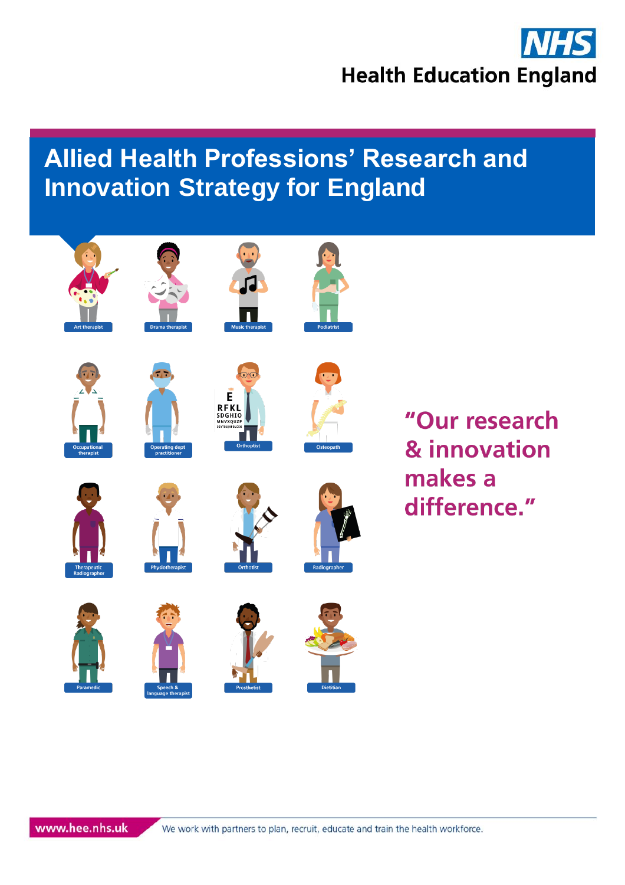NHS
Health Education England

# Allied Health Professions' Research and Innovation Strategy for England

Art therapist

Drama therapist

Music therapist

Podiatrist

Occupational therapist

Operating dept practitioner

Orthoptist

Osteopath

Therapeutic Radiographer

Physiotherapist

Orthotist

Radiographer

Paramedic

Speech & language therapist

Prosthetist

Dietitian

**"Our research & innovation makes a difference."**

www.hee.nhs.uk

We work with partners to plan, recruit, educate and train the health workforce.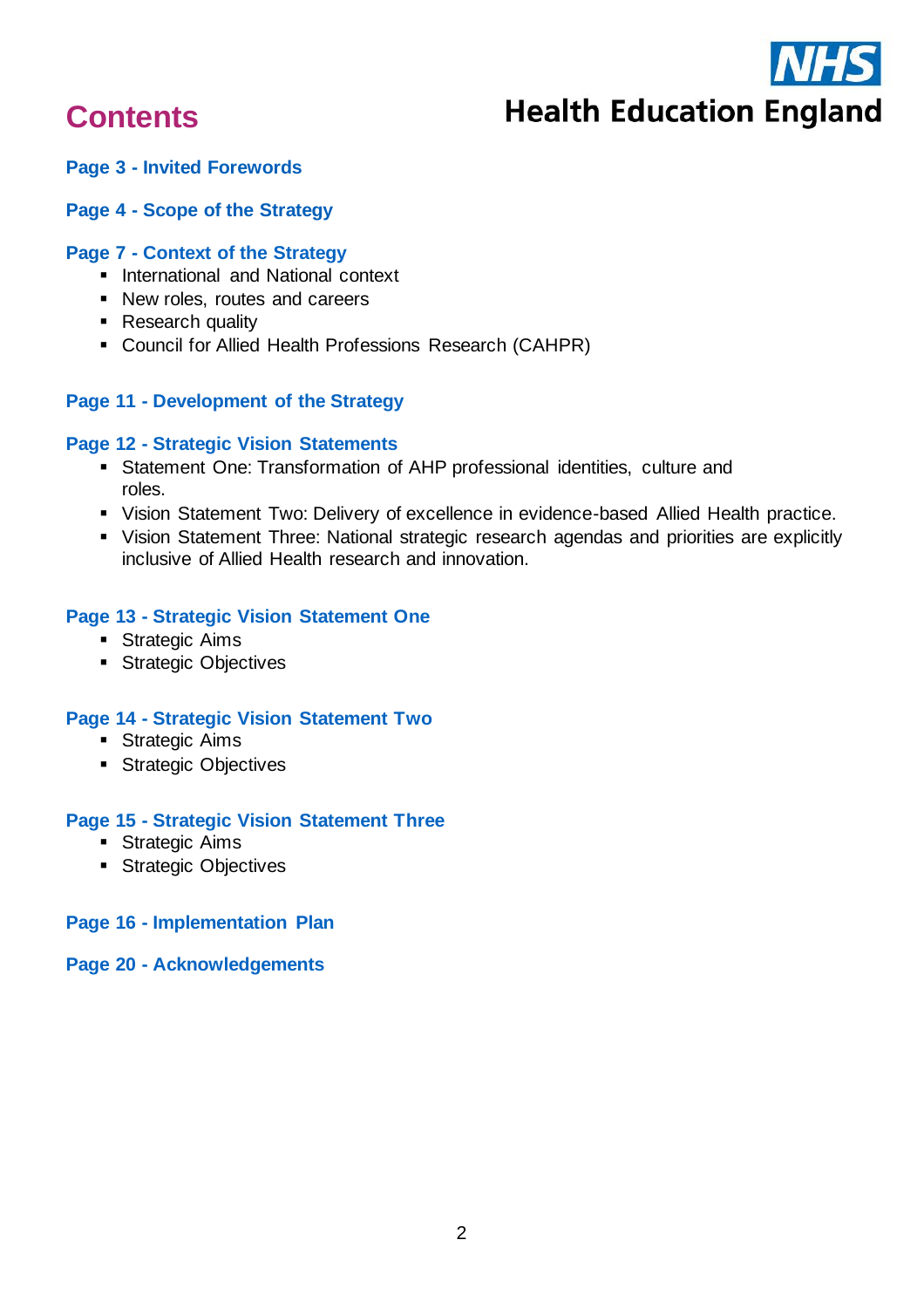# Contents

Health Education England

**Page 3 - Invited Forewords**

**Page 4 - Scope of the Strategy**

**Page 7 - Context of the Strategy**

- International and National context
- New roles, routes and careers
- Research quality
- Council for Allied Health Professions Research (CAHPR)

**Page 11 - Development of the Strategy**

**Page 12 - Strategic Vision Statements**

- Statement One: Transformation of AHP professional identities, culture and roles.
- Vision Statement Two: Delivery of excellence in evidence-based Allied Health practice.
- Vision Statement Three: National strategic research agendas and priorities are explicitly inclusive of Allied Health research and innovation.

**Page 13 - Strategic Vision Statement One**

- Strategic Aims
- Strategic Objectives

**Page 14 - Strategic Vision Statement Two**

- Strategic Aims
- Strategic Objectives

**Page 15 - Strategic Vision Statement Three**

- Strategic Aims
- Strategic Objectives

**Page 16 - Implementation Plan**

**Page 20 - Acknowledgements**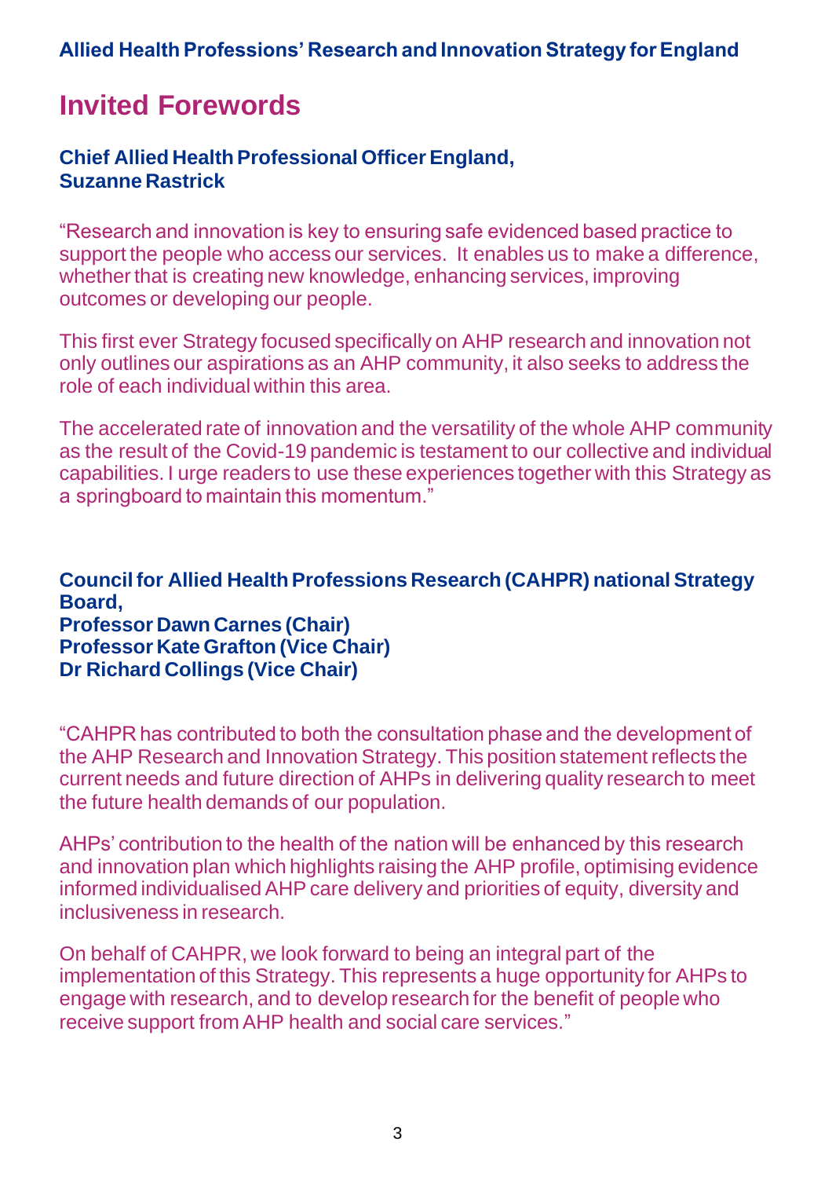# Invited Forewords

**Chief Allied Health Professional Officer England,**
**Suzanne Rastrick**

"Research and innovation is key to ensuring safe evidenced based practice to support the people who access our services. It enables us to make a difference, whether that is creating new knowledge, enhancing services, improving outcomes or developing our people.

This first ever Strategy focused specifically on AHP research and innovation not only outlines our aspirations as an AHP community, it also seeks to address the role of each individual within this area.

The accelerated rate of innovation and the versatility of the whole AHP community as the result of the Covid-19 pandemic is testament to our collective and individual capabilities. I urge readers to use these experiences together with this Strategy as a springboard to maintain this momentum."

**Council for Allied Health Professions Research (CAHPR) national Strategy Board,**
**Professor Dawn Carnes (Chair)**
**Professor Kate Grafton (Vice Chair)**
**Dr Richard Collings (Vice Chair)**

"CAHPR has contributed to both the consultation phase and the development of the AHP Research and Innovation Strategy. This position statement reflects the current needs and future direction of AHPs in delivering quality research to meet the future health demands of our population.

AHPs' contribution to the health of the nation will be enhanced by this research and innovation plan which highlights raising the AHP profile, optimising evidence informed individualised AHP care delivery and priorities of equity, diversity and inclusiveness in research.

On behalf of CAHPR, we look forward to being an integral part of the implementation of this Strategy. This represents a huge opportunity for AHPs to engage with research, and to develop research for the benefit of people who receive support from AHP health and social care services."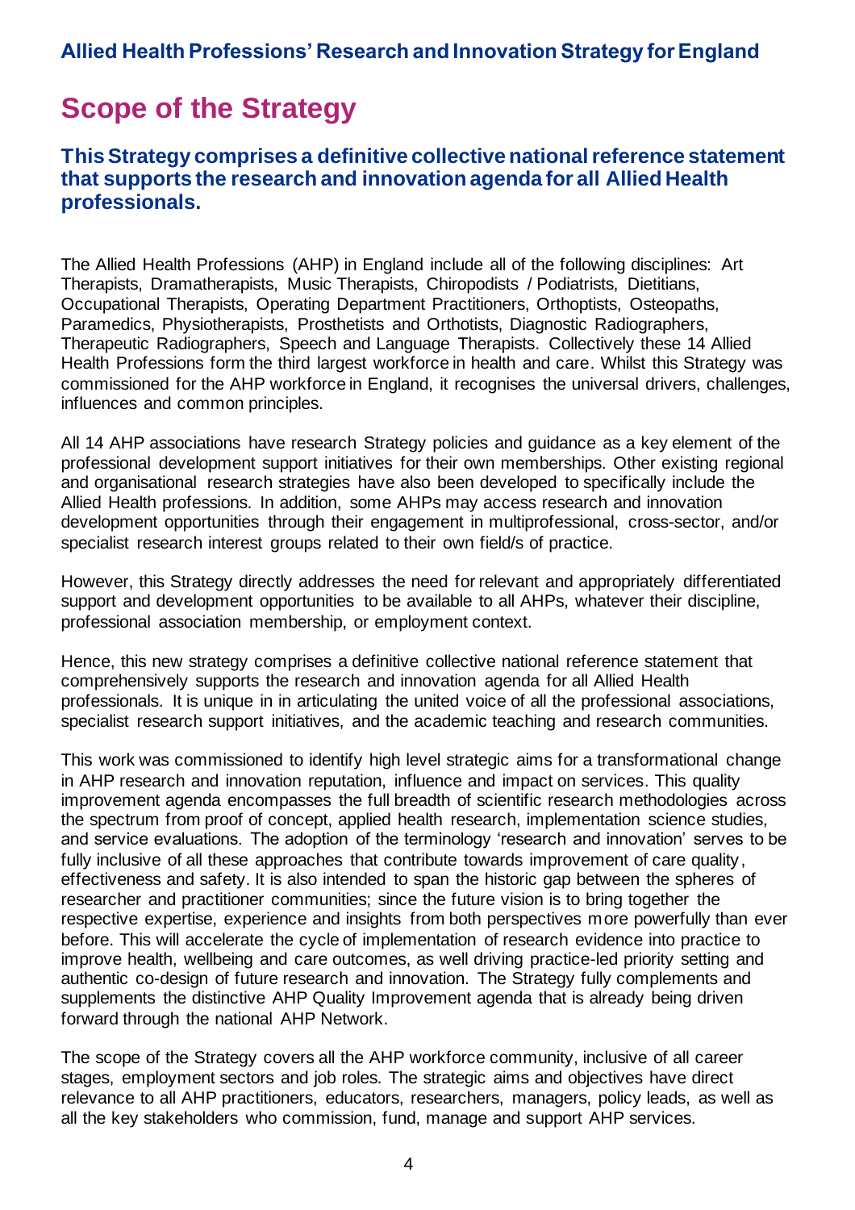# Scope of the Strategy

### This Strategy comprises a definitive collective national reference statement that supports the research and innovation agenda for all Allied Health professionals.

The Allied Health Professions (AHP) in England include all of the following disciplines: Art Therapists, Dramatherapists, Music Therapists, Chiropodists / Podiatrists, Dietitians, Occupational Therapists, Operating Department Practitioners, Orthoptists, Osteopaths, Paramedics, Physiotherapists, Prosthetists and Orthotists, Diagnostic Radiographers, Therapeutic Radiographers, Speech and Language Therapists. Collectively these 14 Allied Health Professions form the third largest workforce in health and care. Whilst this Strategy was commissioned for the AHP workforce in England, it recognises the universal drivers, challenges, influences and common principles.

All 14 AHP associations have research Strategy policies and guidance as a key element of the professional development support initiatives for their own memberships. Other existing regional and organisational research strategies have also been developed to specifically include the Allied Health professions. In addition, some AHPs may access research and innovation development opportunities through their engagement in multiprofessional, cross-sector, and/or specialist research interest groups related to their own field/s of practice.

However, this Strategy directly addresses the need for relevant and appropriately differentiated support and development opportunities to be available to all AHPs, whatever their discipline, professional association membership, or employment context.

Hence, this new strategy comprises a definitive collective national reference statement that comprehensively supports the research and innovation agenda for all Allied Health professionals. It is unique in in articulating the united voice of all the professional associations, specialist research support initiatives, and the academic teaching and research communities.

This work was commissioned to identify high level strategic aims for a transformational change in AHP research and innovation reputation, influence and impact on services. This quality improvement agenda encompasses the full breadth of scientific research methodologies across the spectrum from proof of concept, applied health research, implementation science studies, and service evaluations. The adoption of the terminology 'research and innovation' serves to be fully inclusive of all these approaches that contribute towards improvement of care quality, effectiveness and safety. It is also intended to span the historic gap between the spheres of researcher and practitioner communities; since the future vision is to bring together the respective expertise, experience and insights from both perspectives more powerfully than ever before. This will accelerate the cycle of implementation of research evidence into practice to improve health, wellbeing and care outcomes, as well driving practice-led priority setting and authentic co-design of future research and innovation. The Strategy fully complements and supplements the distinctive AHP Quality Improvement agenda that is already being driven forward through the national AHP Network.

The scope of the Strategy covers all the AHP workforce community, inclusive of all career stages, employment sectors and job roles. The strategic aims and objectives have direct relevance to all AHP practitioners, educators, researchers, managers, policy leads, as well as all the key stakeholders who commission, fund, manage and support AHP services.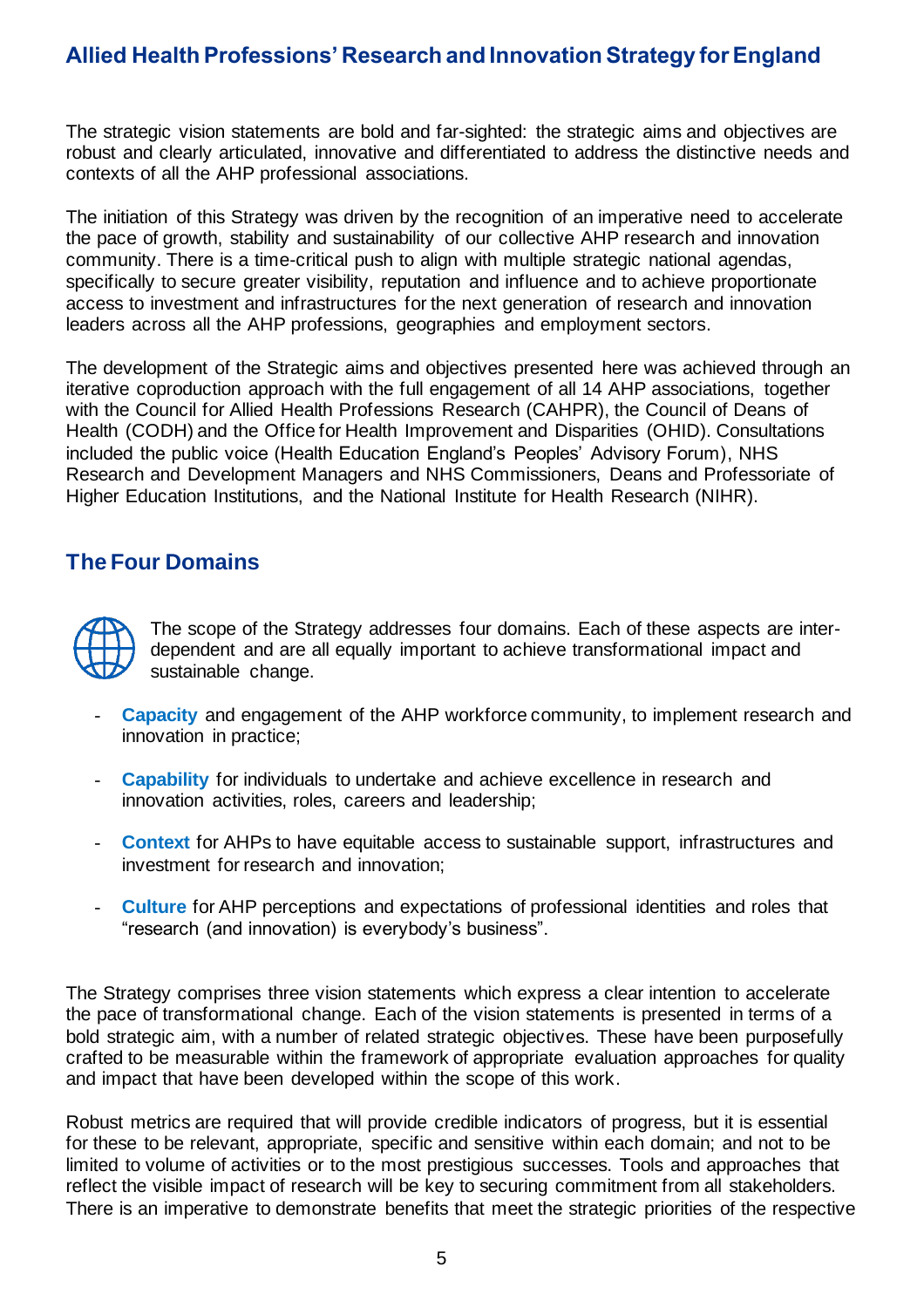The strategic vision statements are bold and far-sighted: the strategic aims and objectives are robust and clearly articulated, innovative and differentiated to address the distinctive needs and contexts of all the AHP professional associations.

The initiation of this Strategy was driven by the recognition of an imperative need to accelerate the pace of growth, stability and sustainability of our collective AHP research and innovation community. There is a time-critical push to align with multiple strategic national agendas, specifically to secure greater visibility, reputation and influence and to achieve proportionate access to investment and infrastructures for the next generation of research and innovation leaders across all the AHP professions, geographies and employment sectors.

The development of the Strategic aims and objectives presented here was achieved through an iterative coproduction approach with the full engagement of all 14 AHP associations, together with the Council for Allied Health Professions Research (CAHPR), the Council of Deans of Health (CODH) and the Office for Health Improvement and Disparities (OHID). Consultations included the public voice (Health Education England's Peoples' Advisory Forum), NHS Research and Development Managers and NHS Commissioners, Deans and Professoriate of Higher Education Institutions, and the National Institute for Health Research (NIHR).

## The Four Domains

The scope of the Strategy addresses four domains. Each of these aspects are inter-dependent and are all equally important to achieve transformational impact and sustainable change.

- **Capacity** and engagement of the AHP workforce community, to implement research and innovation in practice;
- **Capability** for individuals to undertake and achieve excellence in research and innovation activities, roles, careers and leadership;
- **Context** for AHPs to have equitable access to sustainable support, infrastructures and investment for research and innovation;
- **Culture** for AHP perceptions and expectations of professional identities and roles that "research (and innovation) is everybody's business".

The Strategy comprises three vision statements which express a clear intention to accelerate the pace of transformational change. Each of the vision statements is presented in terms of a bold strategic aim, with a number of related strategic objectives. These have been purposefully crafted to be measurable within the framework of appropriate evaluation approaches for quality and impact that have been developed within the scope of this work.

Robust metrics are required that will provide credible indicators of progress, but it is essential for these to be relevant, appropriate, specific and sensitive within each domain; and not to be limited to volume of activities or to the most prestigious successes. Tools and approaches that reflect the visible impact of research will be key to securing commitment from all stakeholders. There is an imperative to demonstrate benefits that meet the strategic priorities of the respective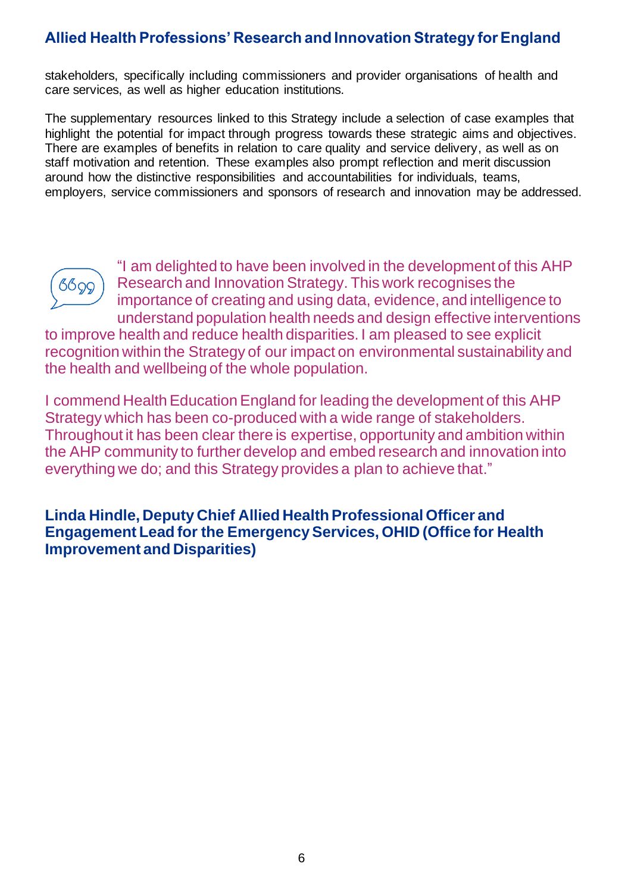stakeholders, specifically including commissioners and provider organisations of health and care services, as well as higher education institutions.

The supplementary resources linked to this Strategy include a selection of case examples that highlight the potential for impact through progress towards these strategic aims and objectives. There are examples of benefits in relation to care quality and service delivery, as well as on staff motivation and retention. These examples also prompt reflection and merit discussion around how the distinctive responsibilities and accountabilities for individuals, teams, employers, service commissioners and sponsors of research and innovation may be addressed.

"I am delighted to have been involved in the development of this AHP Research and Innovation Strategy. This work recognises the importance of creating and using data, evidence, and intelligence to understand population health needs and design effective interventions to improve health and reduce health disparities. I am pleased to see explicit recognition within the Strategy of our impact on environmental sustainability and the health and wellbeing of the whole population.

I commend Health Education England for leading the development of this AHP Strategy which has been co-produced with a wide range of stakeholders. Throughout it has been clear there is expertise, opportunity and ambition within the AHP community to further develop and embed research and innovation into everything we do; and this Strategy provides a plan to achieve that."

**Linda Hindle, Deputy Chief Allied Health Professional Officer and Engagement Lead for the Emergency Services, OHID (Office for Health Improvement and Disparities)**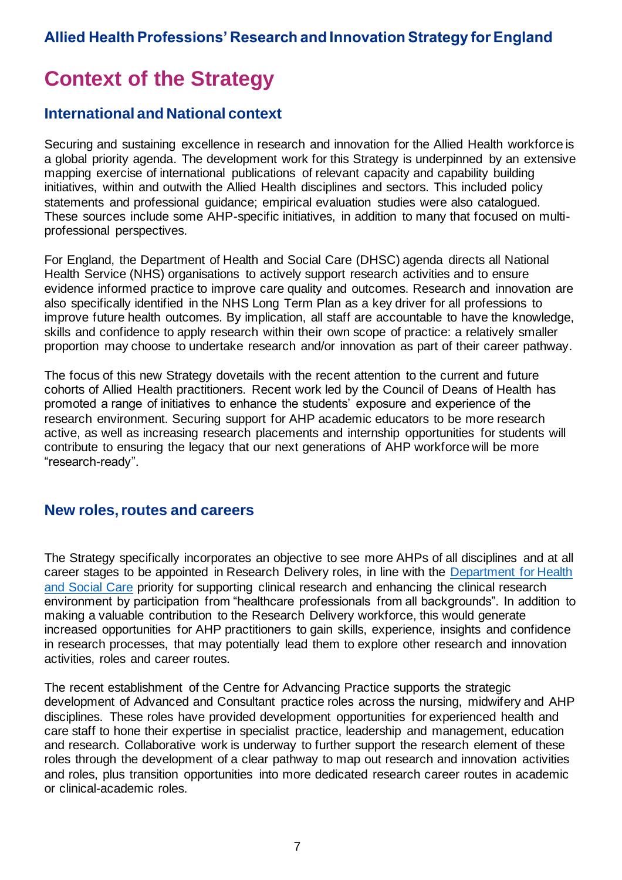# Context of the Strategy

## International and National context

Securing and sustaining excellence in research and innovation for the Allied Health workforce is a global priority agenda. The development work for this Strategy is underpinned by an extensive mapping exercise of international publications of relevant capacity and capability building initiatives, within and outwith the Allied Health disciplines and sectors. This included policy statements and professional guidance; empirical evaluation studies were also catalogued. These sources include some AHP-specific initiatives, in addition to many that focused on multi-professional perspectives.

For England, the Department of Health and Social Care (DHSC) agenda directs all National Health Service (NHS) organisations to actively support research activities and to ensure evidence informed practice to improve care quality and outcomes. Research and innovation are also specifically identified in the NHS Long Term Plan as a key driver for all professions to improve future health outcomes. By implication, all staff are accountable to have the knowledge, skills and confidence to apply research within their own scope of practice: a relatively smaller proportion may choose to undertake research and/or innovation as part of their career pathway.

The focus of this new Strategy dovetails with the recent attention to the current and future cohorts of Allied Health practitioners. Recent work led by the Council of Deans of Health has promoted a range of initiatives to enhance the students' exposure and experience of the research environment. Securing support for AHP academic educators to be more research active, as well as increasing research placements and internship opportunities for students will contribute to ensuring the legacy that our next generations of AHP workforce will be more "research-ready".

## New roles, routes and careers

The Strategy specifically incorporates an objective to see more AHPs of all disciplines and at all career stages to be appointed in Research Delivery roles, in line with the [Department for Health and Social Care](#) priority for supporting clinical research and enhancing the clinical research environment by participation from "healthcare professionals from all backgrounds". In addition to making a valuable contribution to the Research Delivery workforce, this would generate increased opportunities for AHP practitioners to gain skills, experience, insights and confidence in research processes, that may potentially lead them to explore other research and innovation activities, roles and career routes.

The recent establishment of the Centre for Advancing Practice supports the strategic development of Advanced and Consultant practice roles across the nursing, midwifery and AHP disciplines. These roles have provided development opportunities for experienced health and care staff to hone their expertise in specialist practice, leadership and management, education and research. Collaborative work is underway to further support the research element of these roles through the development of a clear pathway to map out research and innovation activities and roles, plus transition opportunities into more dedicated research career routes in academic or clinical-academic roles.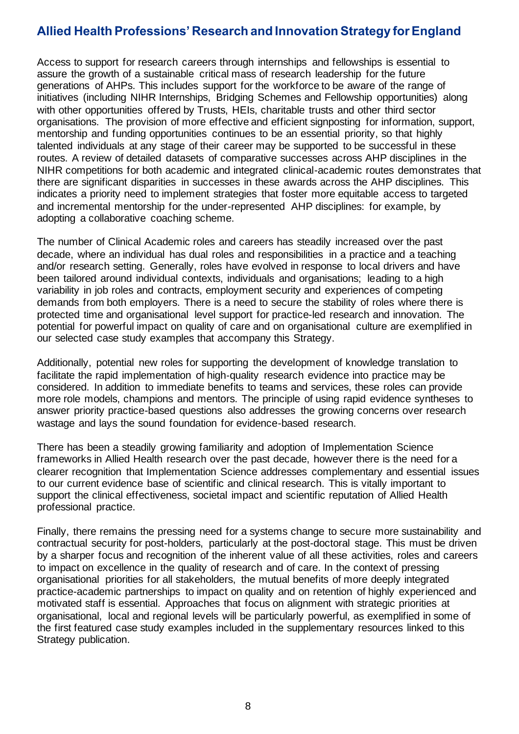Access to support for research careers through internships and fellowships is essential to assure the growth of a sustainable critical mass of research leadership for the future generations of AHPs. This includes support for the workforce to be aware of the range of initiatives (including NIHR Internships, Bridging Schemes and Fellowship opportunities) along with other opportunities offered by Trusts, HEIs, charitable trusts and other third sector organisations. The provision of more effective and efficient signposting for information, support, mentorship and funding opportunities continues to be an essential priority, so that highly talented individuals at any stage of their career may be supported to be successful in these routes. A review of detailed datasets of comparative successes across AHP disciplines in the NIHR competitions for both academic and integrated clinical-academic routes demonstrates that there are significant disparities in successes in these awards across the AHP disciplines. This indicates a priority need to implement strategies that foster more equitable access to targeted and incremental mentorship for the under-represented AHP disciplines: for example, by adopting a collaborative coaching scheme.

The number of Clinical Academic roles and careers has steadily increased over the past decade, where an individual has dual roles and responsibilities in a practice and a teaching and/or research setting. Generally, roles have evolved in response to local drivers and have been tailored around individual contexts, individuals and organisations; leading to a high variability in job roles and contracts, employment security and experiences of competing demands from both employers. There is a need to secure the stability of roles where there is protected time and organisational level support for practice-led research and innovation. The potential for powerful impact on quality of care and on organisational culture are exemplified in our selected case study examples that accompany this Strategy.

Additionally, potential new roles for supporting the development of knowledge translation to facilitate the rapid implementation of high-quality research evidence into practice may be considered. In addition to immediate benefits to teams and services, these roles can provide more role models, champions and mentors. The principle of using rapid evidence syntheses to answer priority practice-based questions also addresses the growing concerns over research wastage and lays the sound foundation for evidence-based research.

There has been a steadily growing familiarity and adoption of Implementation Science frameworks in Allied Health research over the past decade, however there is the need for a clearer recognition that Implementation Science addresses complementary and essential issues to our current evidence base of scientific and clinical research. This is vitally important to support the clinical effectiveness, societal impact and scientific reputation of Allied Health professional practice.

Finally, there remains the pressing need for a systems change to secure more sustainability and contractual security for post-holders, particularly at the post-doctoral stage. This must be driven by a sharper focus and recognition of the inherent value of all these activities, roles and careers to impact on excellence in the quality of research and of care. In the context of pressing organisational priorities for all stakeholders, the mutual benefits of more deeply integrated practice-academic partnerships to impact on quality and on retention of highly experienced and motivated staff is essential. Approaches that focus on alignment with strategic priorities at organisational, local and regional levels will be particularly powerful, as exemplified in some of the first featured case study examples included in the supplementary resources linked to this Strategy publication.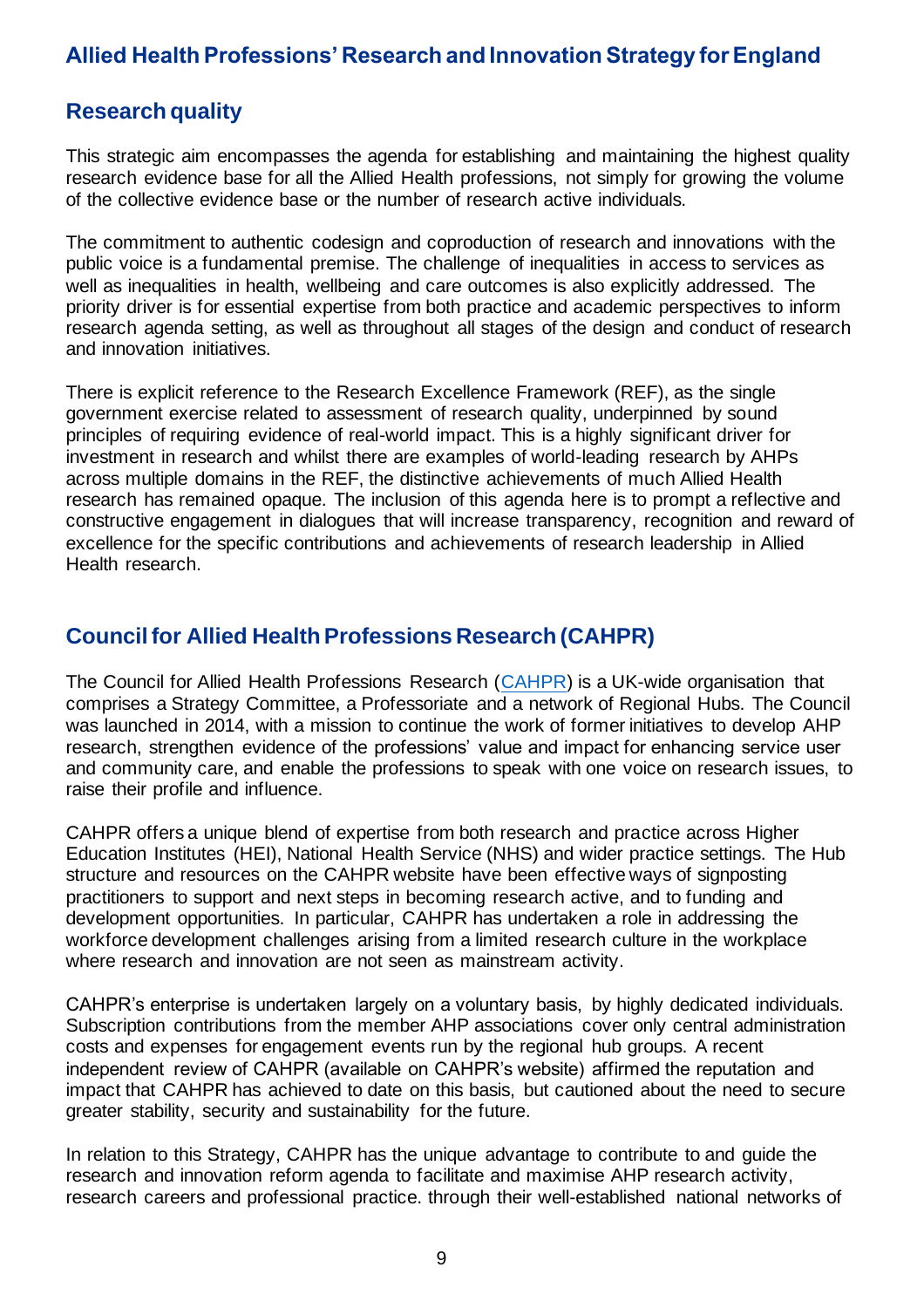## Research quality

This strategic aim encompasses the agenda for establishing and maintaining the highest quality research evidence base for all the Allied Health professions, not simply for growing the volume of the collective evidence base or the number of research active individuals.

The commitment to authentic codesign and coproduction of research and innovations with the public voice is a fundamental premise. The challenge of inequalities in access to services as well as inequalities in health, wellbeing and care outcomes is also explicitly addressed. The priority driver is for essential expertise from both practice and academic perspectives to inform research agenda setting, as well as throughout all stages of the design and conduct of research and innovation initiatives.

There is explicit reference to the Research Excellence Framework (REF), as the single government exercise related to assessment of research quality, underpinned by sound principles of requiring evidence of real-world impact. This is a highly significant driver for investment in research and whilst there are examples of world-leading research by AHPs across multiple domains in the REF, the distinctive achievements of much Allied Health research has remained opaque. The inclusion of this agenda here is to prompt a reflective and constructive engagement in dialogues that will increase transparency, recognition and reward of excellence for the specific contributions and achievements of research leadership in Allied Health research.

## Council for Allied Health Professions Research (CAHPR)

The Council for Allied Health Professions Research (CAHPR) is a UK-wide organisation that comprises a Strategy Committee, a Professoriate and a network of Regional Hubs. The Council was launched in 2014, with a mission to continue the work of former initiatives to develop AHP research, strengthen evidence of the professions' value and impact for enhancing service user and community care, and enable the professions to speak with one voice on research issues, to raise their profile and influence.

CAHPR offers a unique blend of expertise from both research and practice across Higher Education Institutes (HEI), National Health Service (NHS) and wider practice settings. The Hub structure and resources on the CAHPR website have been effective ways of signposting practitioners to support and next steps in becoming research active, and to funding and development opportunities. In particular, CAHPR has undertaken a role in addressing the workforce development challenges arising from a limited research culture in the workplace where research and innovation are not seen as mainstream activity.

CAHPR's enterprise is undertaken largely on a voluntary basis, by highly dedicated individuals. Subscription contributions from the member AHP associations cover only central administration costs and expenses for engagement events run by the regional hub groups. A recent independent review of CAHPR (available on CAHPR's website) affirmed the reputation and impact that CAHPR has achieved to date on this basis, but cautioned about the need to secure greater stability, security and sustainability for the future.

In relation to this Strategy, CAHPR has the unique advantage to contribute to and guide the research and innovation reform agenda to facilitate and maximise AHP research activity, research careers and professional practice. through their well-established national networks of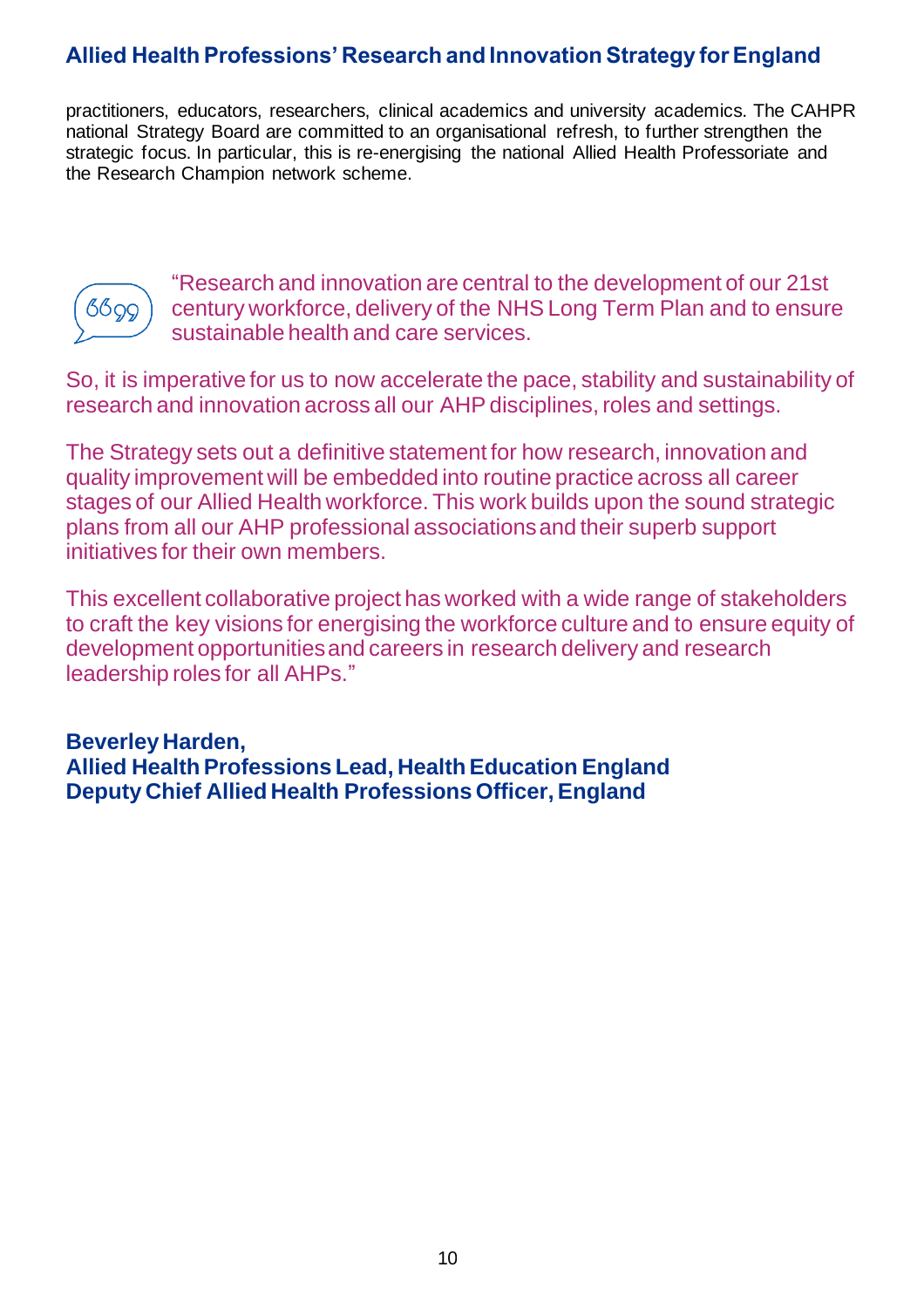practitioners, educators, researchers, clinical academics and university academics. The CAHPR national Strategy Board are committed to an organisational refresh, to further strengthen the strategic focus. In particular, this is re-energising the national Allied Health Professoriate and the Research Champion network scheme.

“Research and innovation are central to the development of our 21st century workforce, delivery of the NHS Long Term Plan and to ensure sustainable health and care services.

So, it is imperative for us to now accelerate the pace, stability and sustainability of research and innovation across all our AHP disciplines, roles and settings.

The Strategy sets out a definitive statement for how research, innovation and quality improvement will be embedded into routine practice across all career stages of our Allied Health workforce. This work builds upon the sound strategic plans from all our AHP professional associations and their superb support initiatives for their own members.

This excellent collaborative project has worked with a wide range of stakeholders to craft the key visions for energising the workforce culture and to ensure equity of development opportunities and careers in research delivery and research leadership roles for all AHPs.”

**Beverley Harden,**
**Allied Health Professions Lead, Health Education England**
**Deputy Chief Allied Health Professions Officer, England**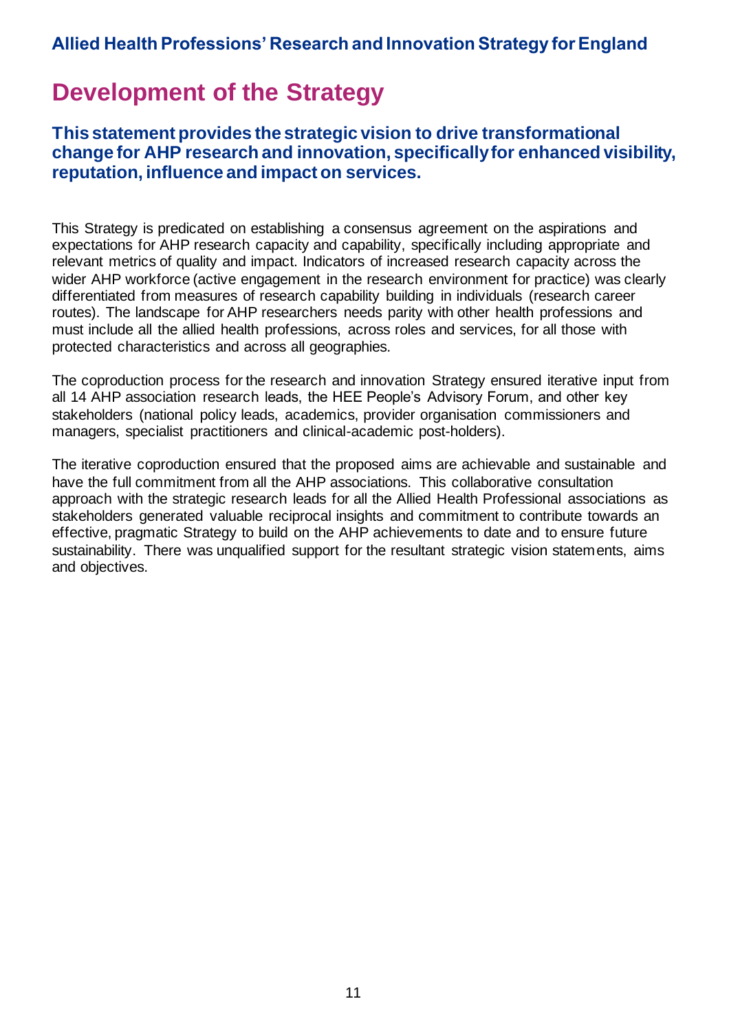# Development of the Strategy

## This statement provides the strategic vision to drive transformational change for AHP research and innovation, specifically for enhanced visibility, reputation, influence and impact on services.

This Strategy is predicated on establishing a consensus agreement on the aspirations and expectations for AHP research capacity and capability, specifically including appropriate and relevant metrics of quality and impact. Indicators of increased research capacity across the wider AHP workforce (active engagement in the research environment for practice) was clearly differentiated from measures of research capability building in individuals (research career routes). The landscape for AHP researchers needs parity with other health professions and must include all the allied health professions, across roles and services, for all those with protected characteristics and across all geographies.

The coproduction process for the research and innovation Strategy ensured iterative input from all 14 AHP association research leads, the HEE People's Advisory Forum, and other key stakeholders (national policy leads, academics, provider organisation commissioners and managers, specialist practitioners and clinical-academic post-holders).

The iterative coproduction ensured that the proposed aims are achievable and sustainable and have the full commitment from all the AHP associations. This collaborative consultation approach with the strategic research leads for all the Allied Health Professional associations as stakeholders generated valuable reciprocal insights and commitment to contribute towards an effective, pragmatic Strategy to build on the AHP achievements to date and to ensure future sustainability. There was unqualified support for the resultant strategic vision statements, aims and objectives.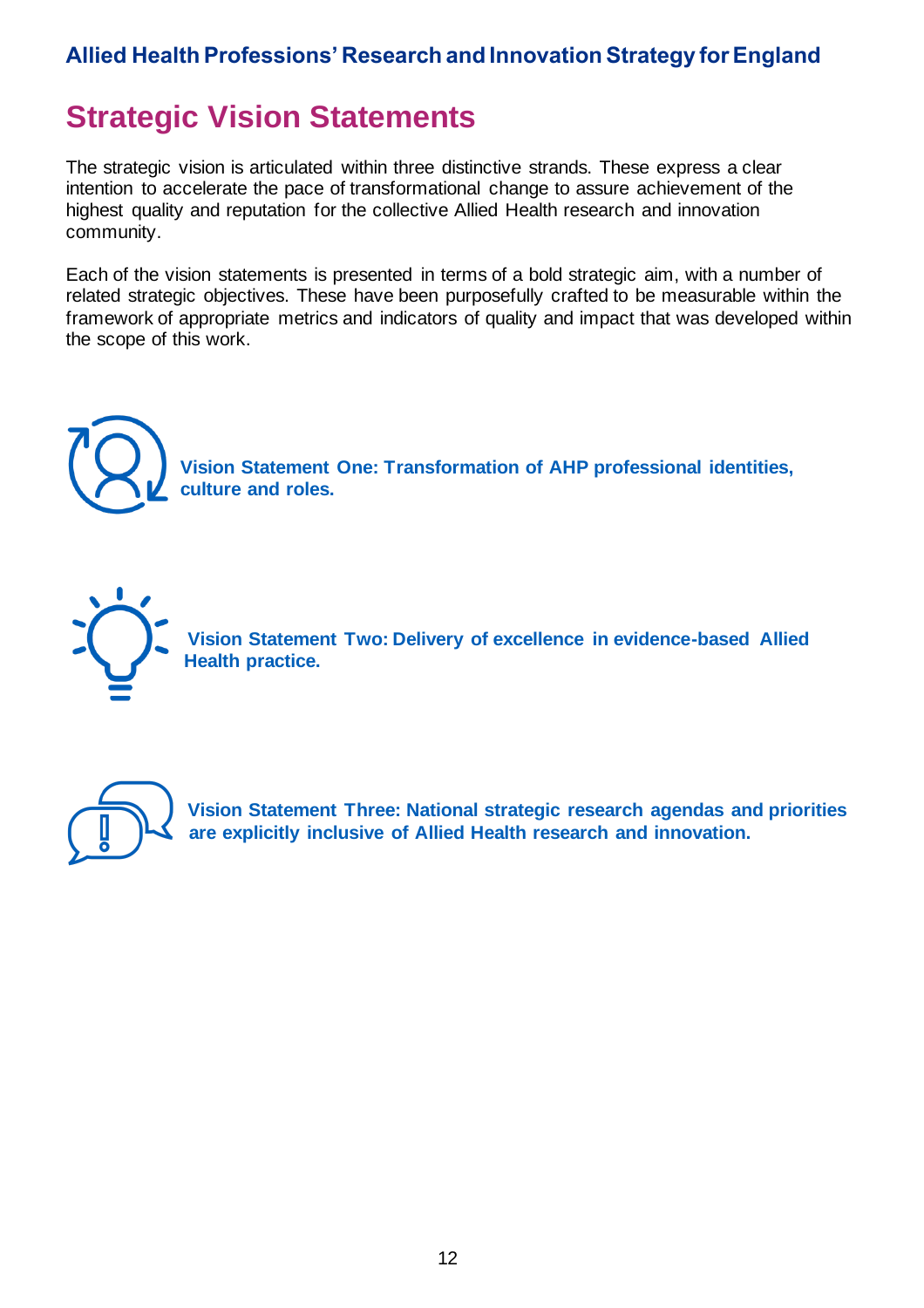## Strategic Vision Statements

The strategic vision is articulated within three distinctive strands. These express a clear intention to accelerate the pace of transformational change to assure achievement of the highest quality and reputation for the collective Allied Health research and innovation community.

Each of the vision statements is presented in terms of a bold strategic aim, with a number of related strategic objectives. These have been purposefully crafted to be measurable within the framework of appropriate metrics and indicators of quality and impact that was developed within the scope of this work.

**Vision Statement One: Transformation of AHP professional identities, culture and roles.**

**Vision Statement Two: Delivery of excellence in evidence-based Allied Health practice.**

**Vision Statement Three: National strategic research agendas and priorities are explicitly inclusive of Allied Health research and innovation.**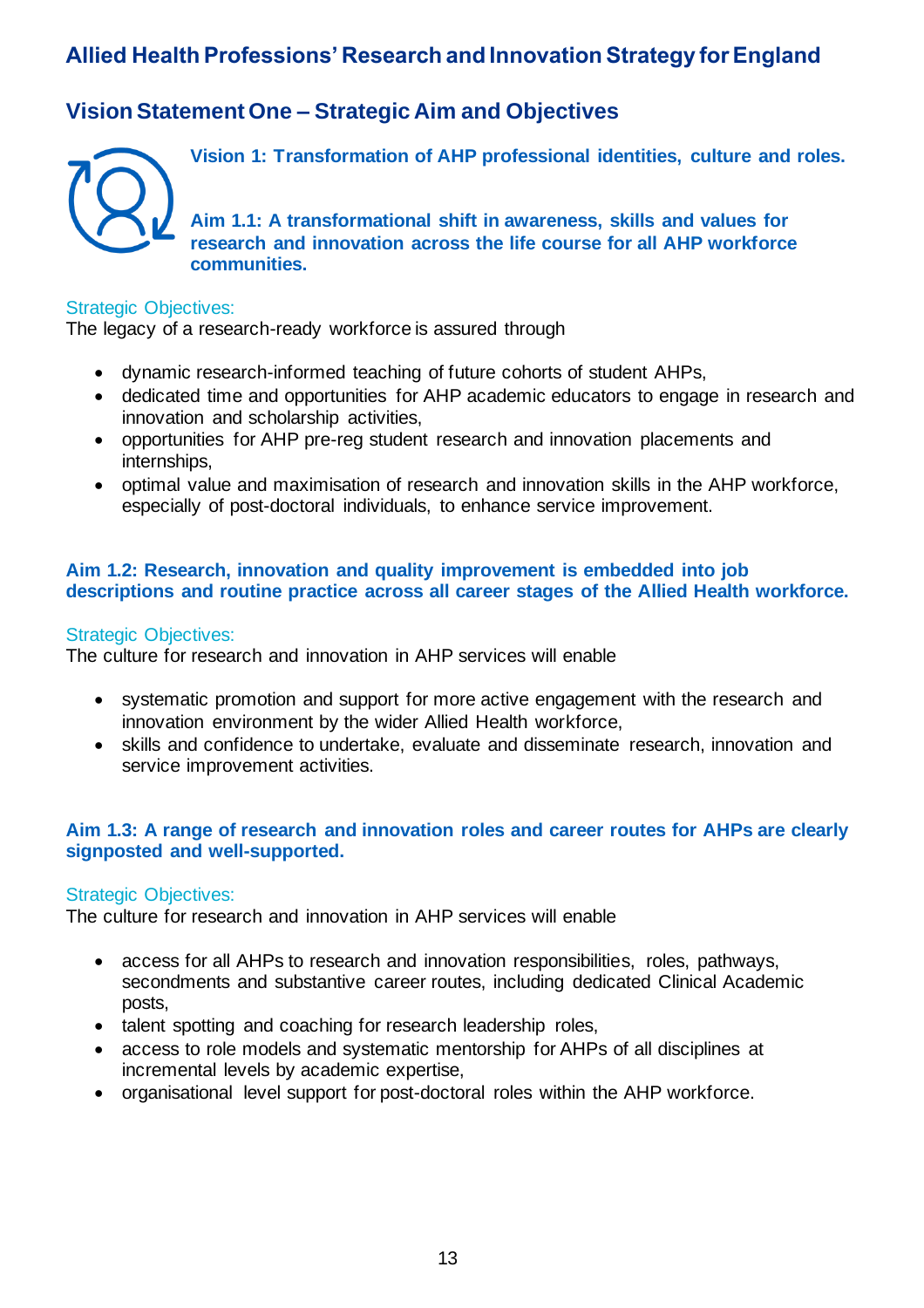# Allied Health Professions' Research and Innovation Strategy for England

## Vision Statement One – Strategic Aim and Objectives

**Vision 1: Transformation of AHP professional identities, culture and roles.**

**Aim 1.1: A transformational shift in awareness, skills and values for research and innovation across the life course for all AHP workforce communities.**

Strategic Objectives:
The legacy of a research-ready workforce is assured through

- dynamic research-informed teaching of future cohorts of student AHPs,
- dedicated time and opportunities for AHP academic educators to engage in research and innovation and scholarship activities,
- opportunities for AHP pre-reg student research and innovation placements and internships,
- optimal value and maximisation of research and innovation skills in the AHP workforce, especially of post-doctoral individuals, to enhance service improvement.

**Aim 1.2: Research, innovation and quality improvement is embedded into job descriptions and routine practice across all career stages of the Allied Health workforce.**

Strategic Objectives:
The culture for research and innovation in AHP services will enable

- systematic promotion and support for more active engagement with the research and innovation environment by the wider Allied Health workforce,
- skills and confidence to undertake, evaluate and disseminate research, innovation and service improvement activities.

**Aim 1.3: A range of research and innovation roles and career routes for AHPs are clearly signposted and well-supported.**

Strategic Objectives:
The culture for research and innovation in AHP services will enable

- access for all AHPs to research and innovation responsibilities, roles, pathways, secondments and substantive career routes, including dedicated Clinical Academic posts,
- talent spotting and coaching for research leadership roles,
- access to role models and systematic mentorship for AHPs of all disciplines at incremental levels by academic expertise,
- organisational level support for post-doctoral roles within the AHP workforce.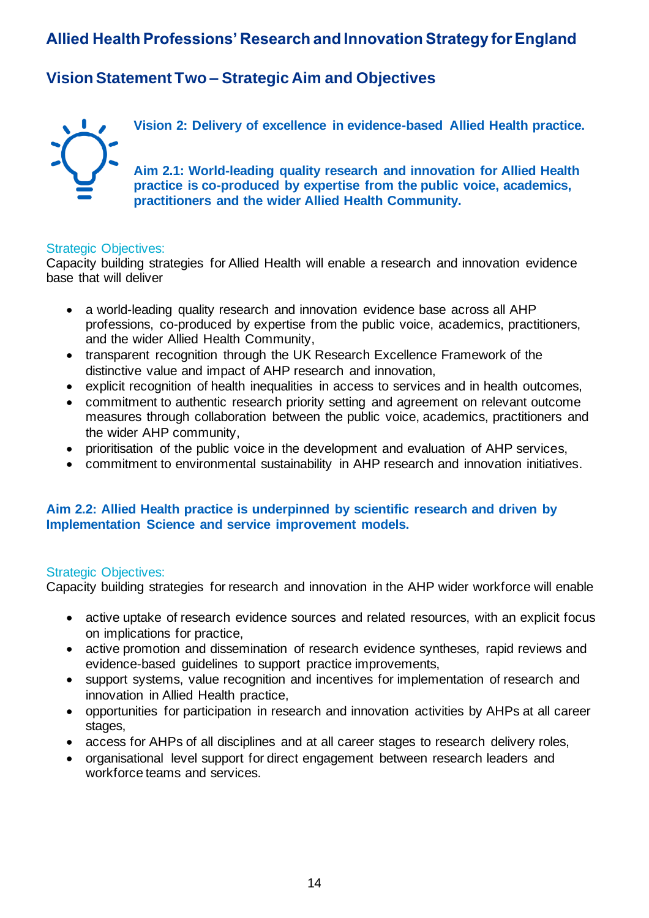## Allied Health Professions' Research and Innovation Strategy for England

### Vision Statement Two – Strategic Aim and Objectives

**Vision 2: Delivery of excellence in evidence-based Allied Health practice.**

**Aim 2.1: World-leading quality research and innovation for Allied Health practice is co-produced by expertise from the public voice, academics, practitioners and the wider Allied Health Community.**

Strategic Objectives:

Capacity building strategies for Allied Health will enable a research and innovation evidence base that will deliver

- a world-leading quality research and innovation evidence base across all AHP professions, co-produced by expertise from the public voice, academics, practitioners, and the wider Allied Health Community,
- transparent recognition through the UK Research Excellence Framework of the distinctive value and impact of AHP research and innovation,
- explicit recognition of health inequalities in access to services and in health outcomes,
- commitment to authentic research priority setting and agreement on relevant outcome measures through collaboration between the public voice, academics, practitioners and the wider AHP community,
- prioritisation of the public voice in the development and evaluation of AHP services,
- commitment to environmental sustainability in AHP research and innovation initiatives.

**Aim 2.2: Allied Health practice is underpinned by scientific research and driven by Implementation Science and service improvement models.**

Strategic Objectives:

Capacity building strategies for research and innovation in the AHP wider workforce will enable

- active uptake of research evidence sources and related resources, with an explicit focus on implications for practice,
- active promotion and dissemination of research evidence syntheses, rapid reviews and evidence-based guidelines to support practice improvements,
- support systems, value recognition and incentives for implementation of research and innovation in Allied Health practice,
- opportunities for participation in research and innovation activities by AHPs at all career stages,
- access for AHPs of all disciplines and at all career stages to research delivery roles,
- organisational level support for direct engagement between research leaders and workforce teams and services.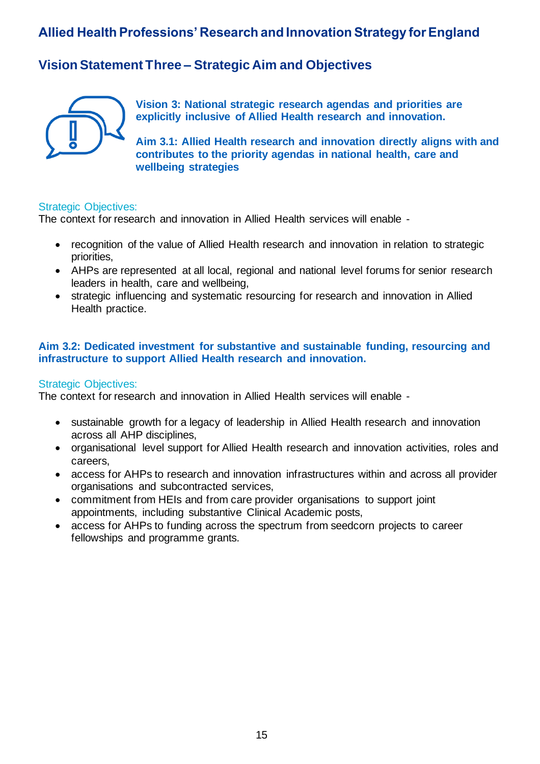# Allied Health Professions' Research and Innovation Strategy for England

## Vision Statement Three – Strategic Aim and Objectives

**Vision 3: National strategic research agendas and priorities are explicitly inclusive of Allied Health research and innovation.**

**Aim 3.1: Allied Health research and innovation directly aligns with and contributes to the priority agendas in national health, care and wellbeing strategies**

Strategic Objectives:
The context for research and innovation in Allied Health services will enable -

- recognition of the value of Allied Health research and innovation in relation to strategic priorities,
- AHPs are represented at all local, regional and national level forums for senior research leaders in health, care and wellbeing,
- strategic influencing and systematic resourcing for research and innovation in Allied Health practice.

**Aim 3.2: Dedicated investment for substantive and sustainable funding, resourcing and infrastructure to support Allied Health research and innovation.**

Strategic Objectives:
The context for research and innovation in Allied Health services will enable -

- sustainable growth for a legacy of leadership in Allied Health research and innovation across all AHP disciplines,
- organisational level support for Allied Health research and innovation activities, roles and careers,
- access for AHPs to research and innovation infrastructures within and across all provider organisations and subcontracted services,
- commitment from HEIs and from care provider organisations to support joint appointments, including substantive Clinical Academic posts,
- access for AHPs to funding across the spectrum from seedcorn projects to career fellowships and programme grants.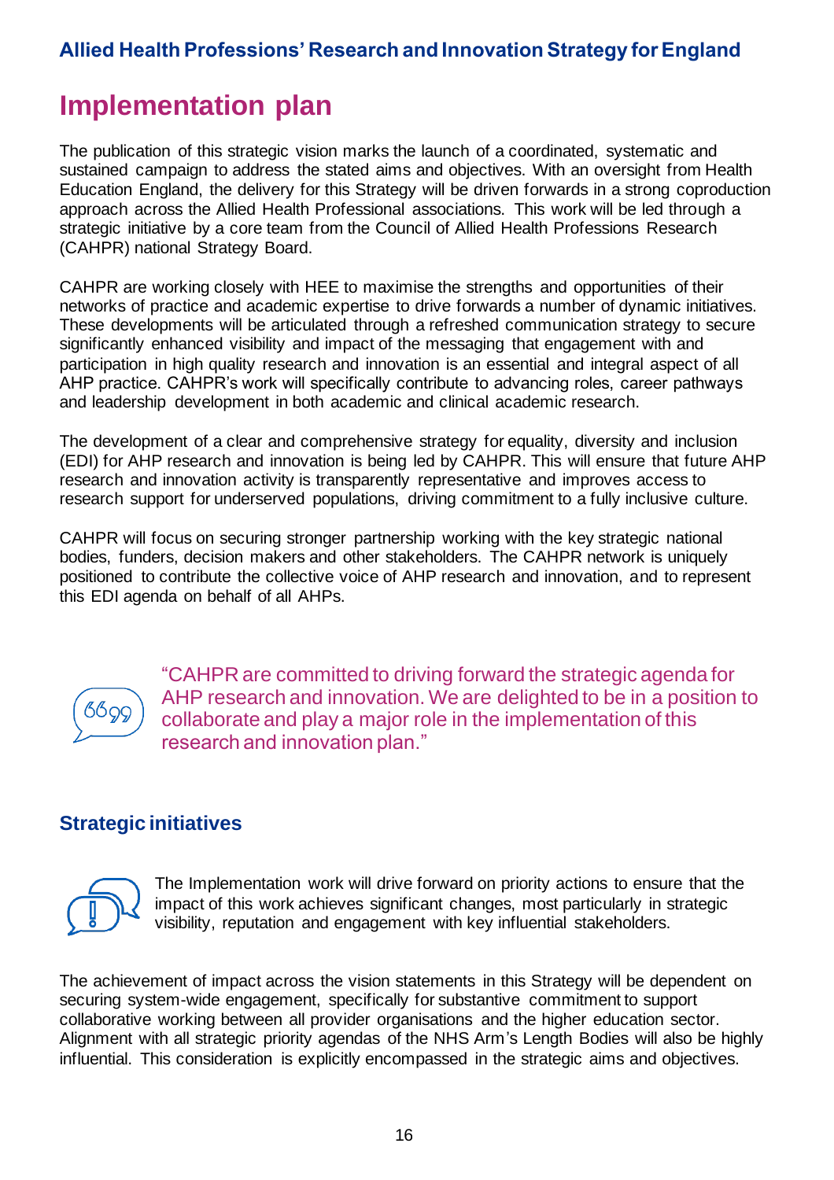# Implementation plan

The publication of this strategic vision marks the launch of a coordinated, systematic and sustained campaign to address the stated aims and objectives. With an oversight from Health Education England, the delivery for this Strategy will be driven forwards in a strong coproduction approach across the Allied Health Professional associations. This work will be led through a strategic initiative by a core team from the Council of Allied Health Professions Research (CAHPR) national Strategy Board.

CAHPR are working closely with HEE to maximise the strengths and opportunities of their networks of practice and academic expertise to drive forwards a number of dynamic initiatives. These developments will be articulated through a refreshed communication strategy to secure significantly enhanced visibility and impact of the messaging that engagement with and participation in high quality research and innovation is an essential and integral aspect of all AHP practice. CAHPR's work will specifically contribute to advancing roles, career pathways and leadership development in both academic and clinical academic research.

The development of a clear and comprehensive strategy for equality, diversity and inclusion (EDI) for AHP research and innovation is being led by CAHPR. This will ensure that future AHP research and innovation activity is transparently representative and improves access to research support for underserved populations, driving commitment to a fully inclusive culture.

CAHPR will focus on securing stronger partnership working with the key strategic national bodies, funders, decision makers and other stakeholders. The CAHPR network is uniquely positioned to contribute the collective voice of AHP research and innovation, and to represent this EDI agenda on behalf of all AHPs.

> "CAHPR are committed to driving forward the strategic agenda for AHP research and innovation. We are delighted to be in a position to collaborate and play a major role in the implementation of this research and innovation plan."

## Strategic initiatives

The Implementation work will drive forward on priority actions to ensure that the impact of this work achieves significant changes, most particularly in strategic visibility, reputation and engagement with key influential stakeholders.

The achievement of impact across the vision statements in this Strategy will be dependent on securing system-wide engagement, specifically for substantive commitment to support collaborative working between all provider organisations and the higher education sector. Alignment with all strategic priority agendas of the NHS Arm's Length Bodies will also be highly influential. This consideration is explicitly encompassed in the strategic aims and objectives.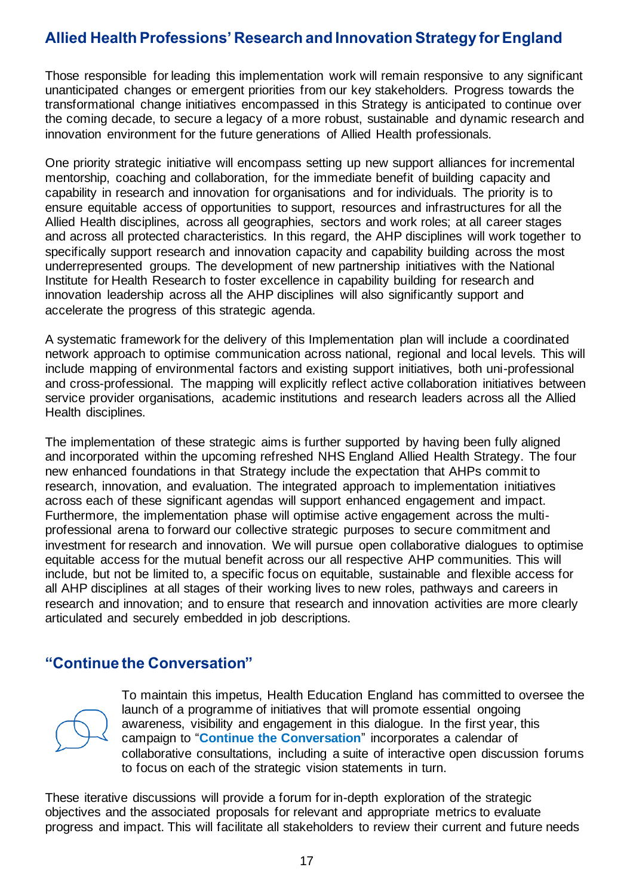Those responsible for leading this implementation work will remain responsive to any significant unanticipated changes or emergent priorities from our key stakeholders. Progress towards the transformational change initiatives encompassed in this Strategy is anticipated to continue over the coming decade, to secure a legacy of a more robust, sustainable and dynamic research and innovation environment for the future generations of Allied Health professionals.

One priority strategic initiative will encompass setting up new support alliances for incremental mentorship, coaching and collaboration, for the immediate benefit of building capacity and capability in research and innovation for organisations and for individuals. The priority is to ensure equitable access of opportunities to support, resources and infrastructures for all the Allied Health disciplines, across all geographies, sectors and work roles; at all career stages and across all protected characteristics. In this regard, the AHP disciplines will work together to specifically support research and innovation capacity and capability building across the most underrepresented groups. The development of new partnership initiatives with the National Institute for Health Research to foster excellence in capability building for research and innovation leadership across all the AHP disciplines will also significantly support and accelerate the progress of this strategic agenda.

A systematic framework for the delivery of this Implementation plan will include a coordinated network approach to optimise communication across national, regional and local levels. This will include mapping of environmental factors and existing support initiatives, both uni-professional and cross-professional. The mapping will explicitly reflect active collaboration initiatives between service provider organisations, academic institutions and research leaders across all the Allied Health disciplines.

The implementation of these strategic aims is further supported by having been fully aligned and incorporated within the upcoming refreshed NHS England Allied Health Strategy. The four new enhanced foundations in that Strategy include the expectation that AHPs commit to research, innovation, and evaluation. The integrated approach to implementation initiatives across each of these significant agendas will support enhanced engagement and impact. Furthermore, the implementation phase will optimise active engagement across the multi-professional arena to forward our collective strategic purposes to secure commitment and investment for research and innovation. We will pursue open collaborative dialogues to optimise equitable access for the mutual benefit across our all respective AHP communities. This will include, but not be limited to, a specific focus on equitable, sustainable and flexible access for all AHP disciplines at all stages of their working lives to new roles, pathways and careers in research and innovation; and to ensure that research and innovation activities are more clearly articulated and securely embedded in job descriptions.

## "Continue the Conversation"

To maintain this impetus, Health Education England has committed to oversee the launch of a programme of initiatives that will promote essential ongoing awareness, visibility and engagement in this dialogue. In the first year, this campaign to "**Continue the Conversation**" incorporates a calendar of collaborative consultations, including a suite of interactive open discussion forums to focus on each of the strategic vision statements in turn.

These iterative discussions will provide a forum for in-depth exploration of the strategic objectives and the associated proposals for relevant and appropriate metrics to evaluate progress and impact. This will facilitate all stakeholders to review their current and future needs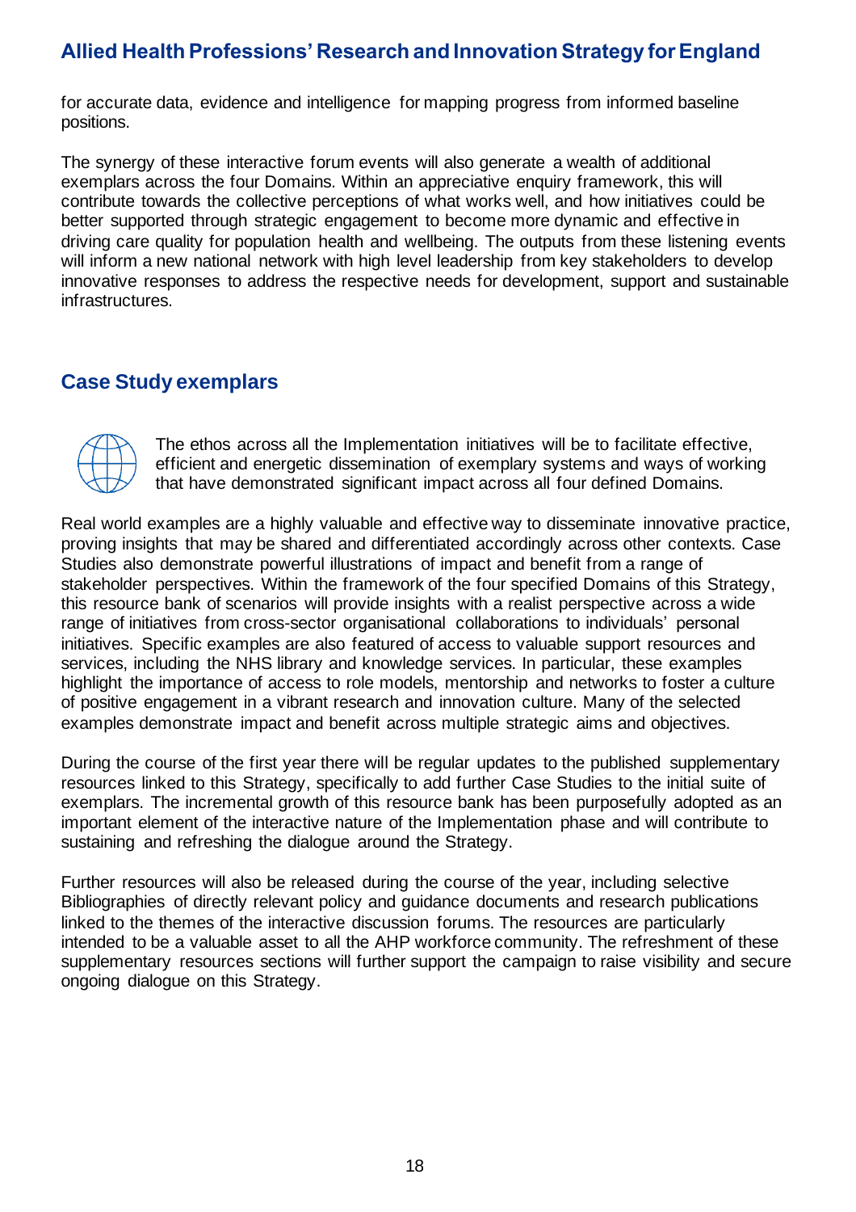for accurate data, evidence and intelligence for mapping progress from informed baseline positions.

The synergy of these interactive forum events will also generate a wealth of additional exemplars across the four Domains. Within an appreciative enquiry framework, this will contribute towards the collective perceptions of what works well, and how initiatives could be better supported through strategic engagement to become more dynamic and effective in driving care quality for population health and wellbeing. The outputs from these listening events will inform a new national network with high level leadership from key stakeholders to develop innovative responses to address the respective needs for development, support and sustainable infrastructures.

## Case Study exemplars

The ethos across all the Implementation initiatives will be to facilitate effective, efficient and energetic dissemination of exemplary systems and ways of working that have demonstrated significant impact across all four defined Domains.

Real world examples are a highly valuable and effective way to disseminate innovative practice, proving insights that may be shared and differentiated accordingly across other contexts. Case Studies also demonstrate powerful illustrations of impact and benefit from a range of stakeholder perspectives. Within the framework of the four specified Domains of this Strategy, this resource bank of scenarios will provide insights with a realist perspective across a wide range of initiatives from cross-sector organisational collaborations to individuals' personal initiatives. Specific examples are also featured of access to valuable support resources and services, including the NHS library and knowledge services. In particular, these examples highlight the importance of access to role models, mentorship and networks to foster a culture of positive engagement in a vibrant research and innovation culture. Many of the selected examples demonstrate impact and benefit across multiple strategic aims and objectives.

During the course of the first year there will be regular updates to the published supplementary resources linked to this Strategy, specifically to add further Case Studies to the initial suite of exemplars. The incremental growth of this resource bank has been purposefully adopted as an important element of the interactive nature of the Implementation phase and will contribute to sustaining and refreshing the dialogue around the Strategy.

Further resources will also be released during the course of the year, including selective Bibliographies of directly relevant policy and guidance documents and research publications linked to the themes of the interactive discussion forums. The resources are particularly intended to be a valuable asset to all the AHP workforce community. The refreshment of these supplementary resources sections will further support the campaign to raise visibility and secure ongoing dialogue on this Strategy.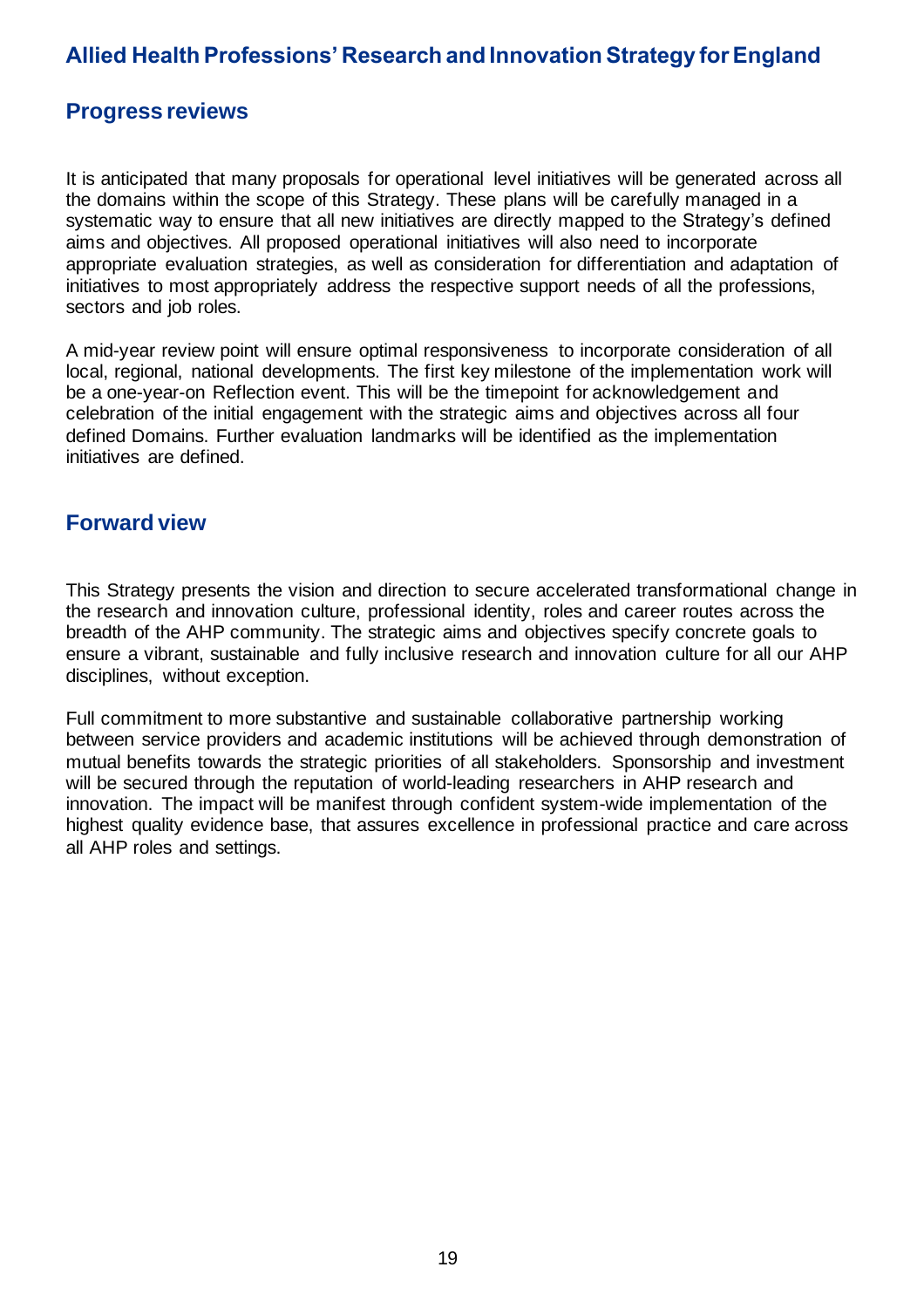## Progress reviews

It is anticipated that many proposals for operational level initiatives will be generated across all the domains within the scope of this Strategy. These plans will be carefully managed in a systematic way to ensure that all new initiatives are directly mapped to the Strategy's defined aims and objectives. All proposed operational initiatives will also need to incorporate appropriate evaluation strategies, as well as consideration for differentiation and adaptation of initiatives to most appropriately address the respective support needs of all the professions, sectors and job roles.

A mid-year review point will ensure optimal responsiveness to incorporate consideration of all local, regional, national developments. The first key milestone of the implementation work will be a one-year-on Reflection event. This will be the timepoint for acknowledgement and celebration of the initial engagement with the strategic aims and objectives across all four defined Domains. Further evaluation landmarks will be identified as the implementation initiatives are defined.

## Forward view

This Strategy presents the vision and direction to secure accelerated transformational change in the research and innovation culture, professional identity, roles and career routes across the breadth of the AHP community. The strategic aims and objectives specify concrete goals to ensure a vibrant, sustainable and fully inclusive research and innovation culture for all our AHP disciplines, without exception.

Full commitment to more substantive and sustainable collaborative partnership working between service providers and academic institutions will be achieved through demonstration of mutual benefits towards the strategic priorities of all stakeholders. Sponsorship and investment will be secured through the reputation of world-leading researchers in AHP research and innovation. The impact will be manifest through confident system-wide implementation of the highest quality evidence base, that assures excellence in professional practice and care across all AHP roles and settings.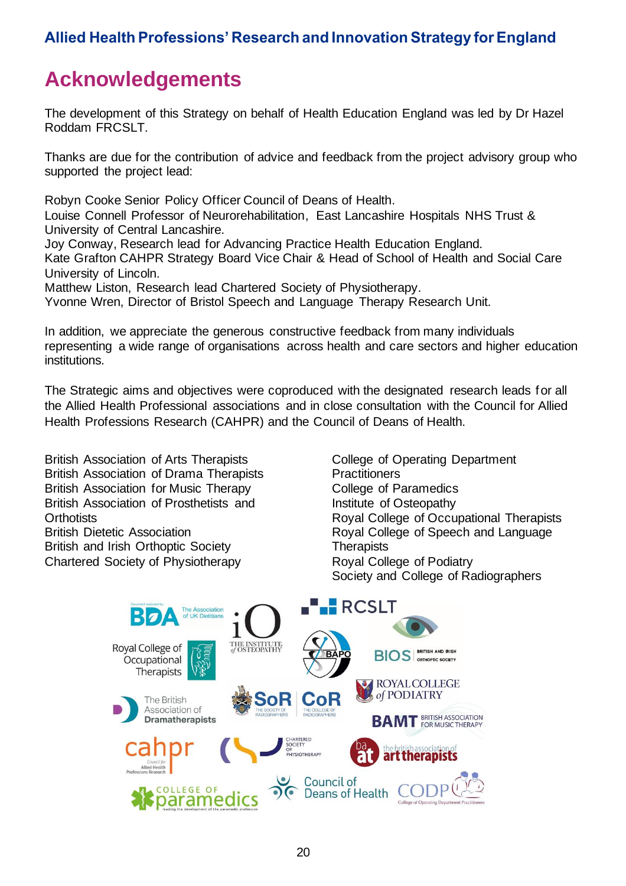# Acknowledgements

The development of this Strategy on behalf of Health Education England was led by Dr Hazel Roddam FRCSLT.

Thanks are due for the contribution of advice and feedback from the project advisory group who supported the project lead:

Robyn Cooke Senior Policy Officer Council of Deans of Health.
Louise Connell Professor of Neurorehabilitation, East Lancashire Hospitals NHS Trust & University of Central Lancashire.
Joy Conway, Research lead for Advancing Practice Health Education England.
Kate Grafton CAHPR Strategy Board Vice Chair & Head of School of Health and Social Care University of Lincoln.
Matthew Liston, Research lead Chartered Society of Physiotherapy.
Yvonne Wren, Director of Bristol Speech and Language Therapy Research Unit.

In addition, we appreciate the generous constructive feedback from many individuals representing a wide range of organisations across health and care sectors and higher education institutions.

The Strategic aims and objectives were coproduced with the designated research leads for all the Allied Health Professional associations and in close consultation with the Council for Allied Health Professions Research (CAHPR) and the Council of Deans of Health.

British Association of Arts Therapists
British Association of Drama Therapists
British Association for Music Therapy
British Association of Prosthetists and Orthotists
British Dietetic Association
British and Irish Orthoptic Society
Chartered Society of Physiotherapy
College of Operating Department Practitioners
College of Paramedics
Institute of Osteopathy
Royal College of Occupational Therapists
Royal College of Speech and Language Therapists
Royal College of Podiatry
Society and College of Radiographers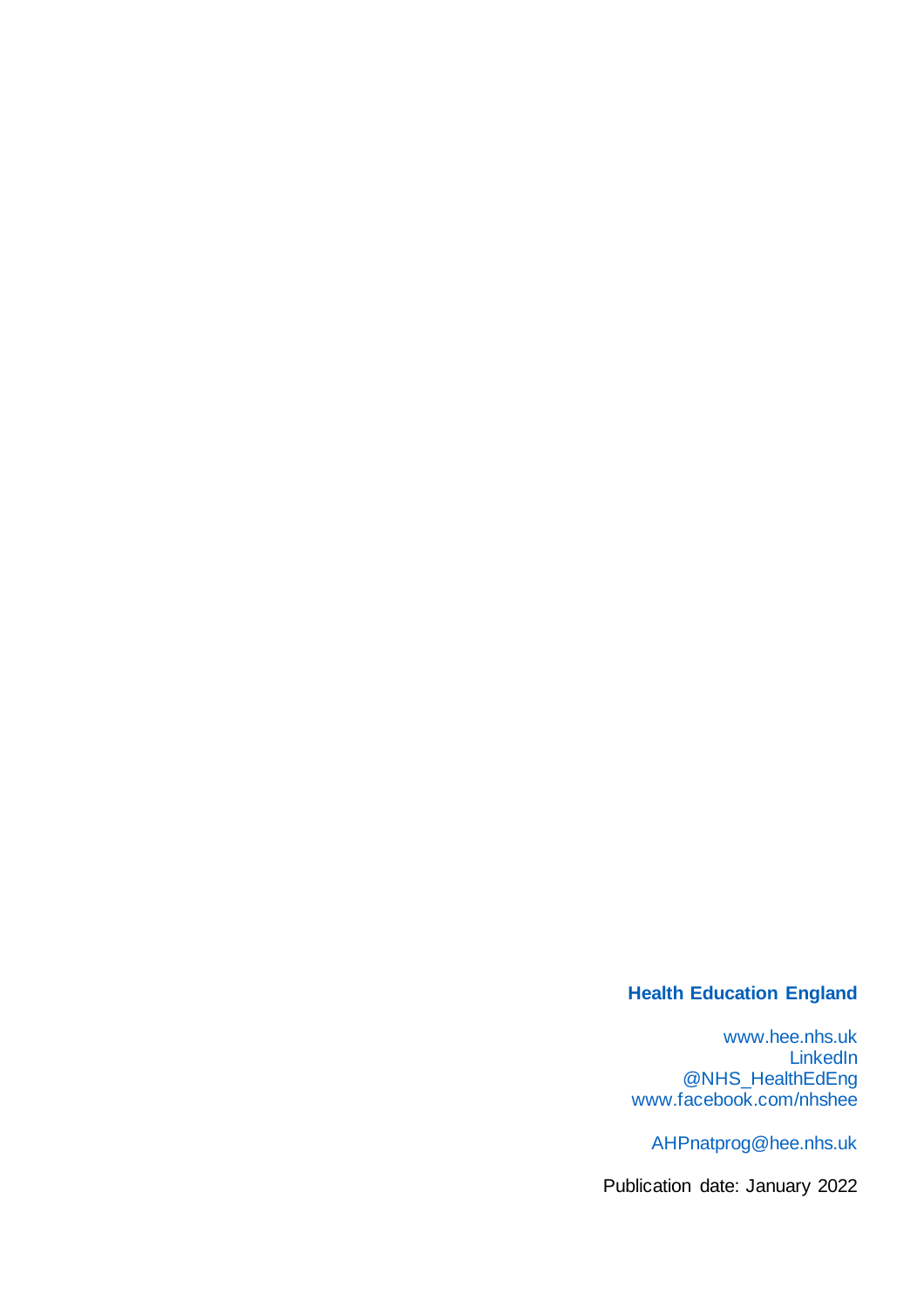**Health Education England**

www.hee.nhs.uk
LinkedIn
@NHS_HealthEdEng
www.facebook.com/nhshee

AHPnatprog@hee.nhs.uk

Publication date: January 2022